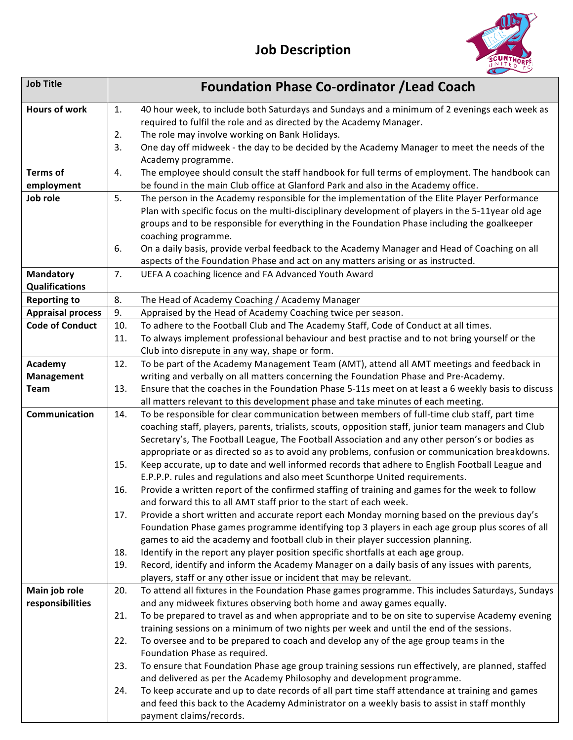# Job Description

| Job Title | Foundation Phase Co-ordinator /Lead Coach |
|---|---|
| **Hours of work** | 1. 40 hour week, to include both Saturdays and Sundays and a minimum of 2 evenings each week as required to fulfil the role and as directed by the Academy Manager.<br>2. The role may involve working on Bank Holidays.<br>3. One day off midweek - the day to be decided by the Academy Manager to meet the needs of the Academy programme. |
| **Terms of employment** | 4. The employee should consult the staff handbook for full terms of employment. The handbook can be found in the main Club office at Glanford Park and also in the Academy office. |
| **Job role** | 5. The person in the Academy responsible for the implementation of the Elite Player Performance Plan with specific focus on the multi-disciplinary development of players in the 5-11year old age groups and to be responsible for everything in the Foundation Phase including the goalkeeper coaching programme.<br>6. On a daily basis, provide verbal feedback to the Academy Manager and Head of Coaching on all aspects of the Foundation Phase and act on any matters arising or as instructed. |
| **Mandatory Qualifications** | 7. UEFA A coaching licence and FA Advanced Youth Award |
| **Reporting to** | 8. The Head of Academy Coaching / Academy Manager |
| **Appraisal process** | 9. Appraised by the Head of Academy Coaching twice per season. |
| **Code of Conduct** | 10. To adhere to the Football Club and The Academy Staff, Code of Conduct at all times.<br>11. To always implement professional behaviour and best practise and to not bring yourself or the Club into disrepute in any way, shape or form. |
| **Academy Management Team** | 12. To be part of the Academy Management Team (AMT), attend all AMT meetings and feedback in writing and verbally on all matters concerning the Foundation Phase and Pre-Academy.<br>13. Ensure that the coaches in the Foundation Phase 5-11s meet on at least a 6 weekly basis to discuss all matters relevant to this development phase and take minutes of each meeting. |
| **Communication** | 14. To be responsible for clear communication between members of full-time club staff, part time coaching staff, players, parents, trialists, scouts, opposition staff, junior team managers and Club Secretary's, The Football League, The Football Association and any other person's or bodies as appropriate or as directed so as to avoid any problems, confusion or communication breakdowns.<br>15. Keep accurate, up to date and well informed records that adhere to English Football League and E.P.P.P. rules and regulations and also meet Scunthorpe United requirements.<br>16. Provide a written report of the confirmed staffing of training and games for the week to follow and forward this to all AMT staff prior to the start of each week.<br>17. Provide a short written and accurate report each Monday morning based on the previous day's Foundation Phase games programme identifying top 3 players in each age group plus scores of all games to aid the academy and football club in their player succession planning.<br>18. Identify in the report any player position specific shortfalls at each age group.<br>19. Record, identify and inform the Academy Manager on a daily basis of any issues with parents, players, staff or any other issue or incident that may be relevant. |
| **Main job role responsibilities** | 20. To attend all fixtures in the Foundation Phase games programme. This includes Saturdays, Sundays and any midweek fixtures observing both home and away games equally.<br>21. To be prepared to travel as and when appropriate and to be on site to supervise Academy evening training sessions on a minimum of two nights per week and until the end of the sessions.<br>22. To oversee and to be prepared to coach and develop any of the age group teams in the Foundation Phase as required.<br>23. To ensure that Foundation Phase age group training sessions run effectively, are planned, staffed and delivered as per the Academy Philosophy and development programme.<br>24. To keep accurate and up to date records of all part time staff attendance at training and games and feed this back to the Academy Administrator on a weekly basis to assist in staff monthly payment claims/records. |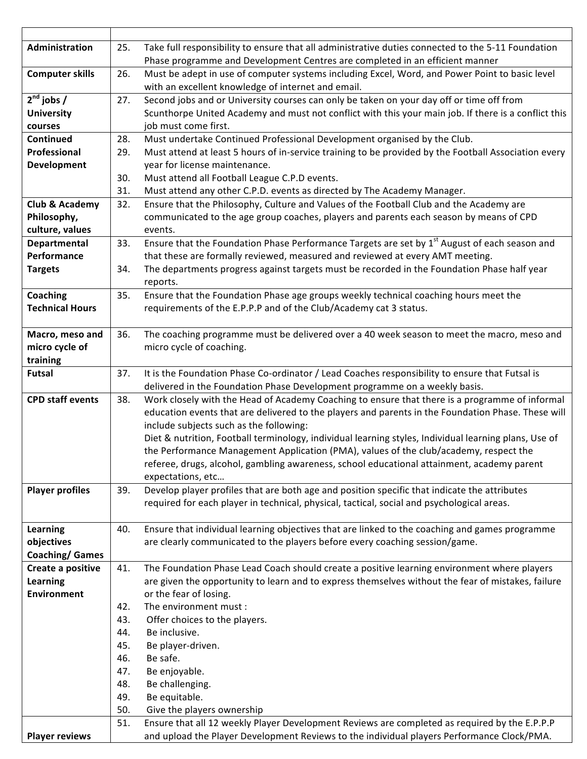| | |
|---|---|
| **Administration** | 25. Take full responsibility to ensure that all administrative duties connected to the 5-11 Foundation Phase programme and Development Centres are completed in an efficient manner |
| **Computer skills** | 26. Must be adept in use of computer systems including Excel, Word, and Power Point to basic level with an excellent knowledge of internet and email. |
| **2nd jobs / University courses** | 27. Second jobs and or University courses can only be taken on your day off or time off from Scunthorpe United Academy and must not conflict with this your main job. If there is a conflict this job must come first. |
| **Continued Professional Development** | 28. Must undertake Continued Professional Development organised by the Club.<br>29. Must attend at least 5 hours of in-service training to be provided by the Football Association every year for license maintenance.<br>30. Must attend all Football League C.P.D events.<br>31. Must attend any other C.P.D. events as directed by The Academy Manager. |
| **Club & Academy Philosophy, culture, values** | 32. Ensure that the Philosophy, Culture and Values of the Football Club and the Academy are communicated to the age group coaches, players and parents each season by means of CPD events. |
| **Departmental Performance Targets** | 33. Ensure that the Foundation Phase Performance Targets are set by 1st August of each season and that these are formally reviewed, measured and reviewed at every AMT meeting.<br>34. The departments progress against targets must be recorded in the Foundation Phase half year reports. |
| **Coaching Technical Hours** | 35. Ensure that the Foundation Phase age groups weekly technical coaching hours meet the requirements of the E.P.P.P and of the Club/Academy cat 3 status. |
| **Macro, meso and micro cycle of training** | 36. The coaching programme must be delivered over a 40 week season to meet the macro, meso and micro cycle of coaching. |
| **Futsal** | 37. It is the Foundation Phase Co-ordinator / Lead Coaches responsibility to ensure that Futsal is delivered in the Foundation Phase Development programme on a weekly basis. |
| **CPD staff events** | 38. Work closely with the Head of Academy Coaching to ensure that there is a programme of informal education events that are delivered to the players and parents in the Foundation Phase. These will include subjects such as the following:<br>Diet & nutrition, Football terminology, individual learning styles, Individual learning plans, Use of the Performance Management Application (PMA), values of the club/academy, respect the referee, drugs, alcohol, gambling awareness, school educational attainment, academy parent expectations, etc… |
| **Player profiles** | 39. Develop player profiles that are both age and position specific that indicate the attributes required for each player in technical, physical, tactical, social and psychological areas. |
| **Learning objectives Coaching/ Games** | 40. Ensure that individual learning objectives that are linked to the coaching and games programme are clearly communicated to the players before every coaching session/game. |
| **Create a positive Learning Environment** | 41. The Foundation Phase Lead Coach should create a positive learning environment where players are given the opportunity to learn and to express themselves without the fear of mistakes, failure or the fear of losing.<br>42. The environment must :<br>43. Offer choices to the players.<br>44. Be inclusive.<br>45. Be player-driven.<br>46. Be safe.<br>47. Be enjoyable.<br>48. Be challenging.<br>49. Be equitable.<br>50. Give the players ownership |
| **Player reviews** | 51. Ensure that all 12 weekly Player Development Reviews are completed as required by the E.P.P.P and upload the Player Development Reviews to the individual players Performance Clock/PMA. |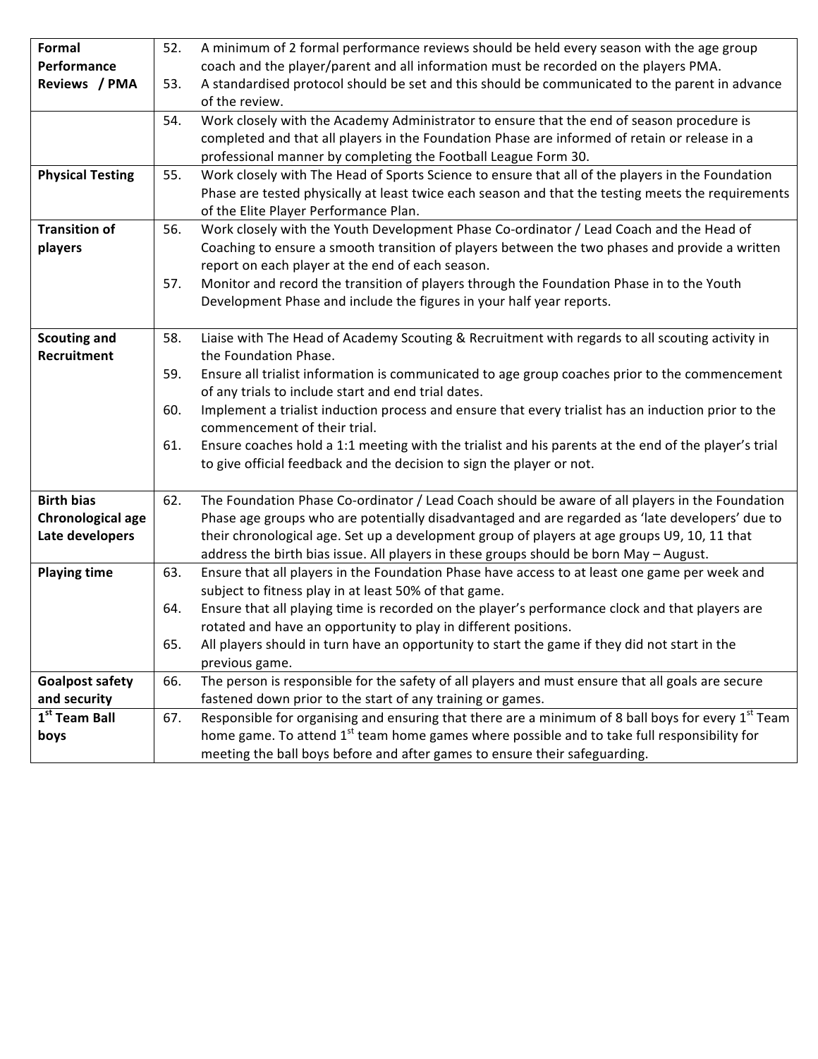| | | |
|---|---|---|
| **Formal Performance Reviews / PMA** | 52. | A minimum of 2 formal performance reviews should be held every season with the age group coach and the player/parent and all information must be recorded on the players PMA. |
| | 53. | A standardised protocol should be set and this should be communicated to the parent in advance of the review. |
| | 54. | Work closely with the Academy Administrator to ensure that the end of season procedure is completed and that all players in the Foundation Phase are informed of retain or release in a professional manner by completing the Football League Form 30. |
| **Physical Testing** | 55. | Work closely with The Head of Sports Science to ensure that all of the players in the Foundation Phase are tested physically at least twice each season and that the testing meets the requirements of the Elite Player Performance Plan. |
| **Transition of players** | 56. | Work closely with the Youth Development Phase Co-ordinator / Lead Coach and the Head of Coaching to ensure a smooth transition of players between the two phases and provide a written report on each player at the end of each season. |
| | 57. | Monitor and record the transition of players through the Foundation Phase in to the Youth Development Phase and include the figures in your half year reports. |
| **Scouting and Recruitment** | 58. | Liaise with The Head of Academy Scouting & Recruitment with regards to all scouting activity in the Foundation Phase. |
| | 59. | Ensure all trialist information is communicated to age group coaches prior to the commencement of any trials to include start and end trial dates. |
| | 60. | Implement a trialist induction process and ensure that every trialist has an induction prior to the commencement of their trial. |
| | 61. | Ensure coaches hold a 1:1 meeting with the trialist and his parents at the end of the player's trial to give official feedback and the decision to sign the player or not. |
| **Birth bias Chronological age Late developers** | 62. | The Foundation Phase Co-ordinator / Lead Coach should be aware of all players in the Foundation Phase age groups who are potentially disadvantaged and are regarded as 'late developers' due to their chronological age. Set up a development group of players at age groups U9, 10, 11 that address the birth bias issue. All players in these groups should be born May – August. |
| **Playing time** | 63. | Ensure that all players in the Foundation Phase have access to at least one game per week and subject to fitness play in at least 50% of that game. |
| | 64. | Ensure that all playing time is recorded on the player's performance clock and that players are rotated and have an opportunity to play in different positions. |
| | 65. | All players should in turn have an opportunity to start the game if they did not start in the previous game. |
| **Goalpost safety and security** | 66. | The person is responsible for the safety of all players and must ensure that all goals are secure fastened down prior to the start of any training or games. |
| **1st Team Ball boys** | 67. | Responsible for organising and ensuring that there are a minimum of 8 ball boys for every 1st Team home game. To attend 1st team home games where possible and to take full responsibility for meeting the ball boys before and after games to ensure their safeguarding. |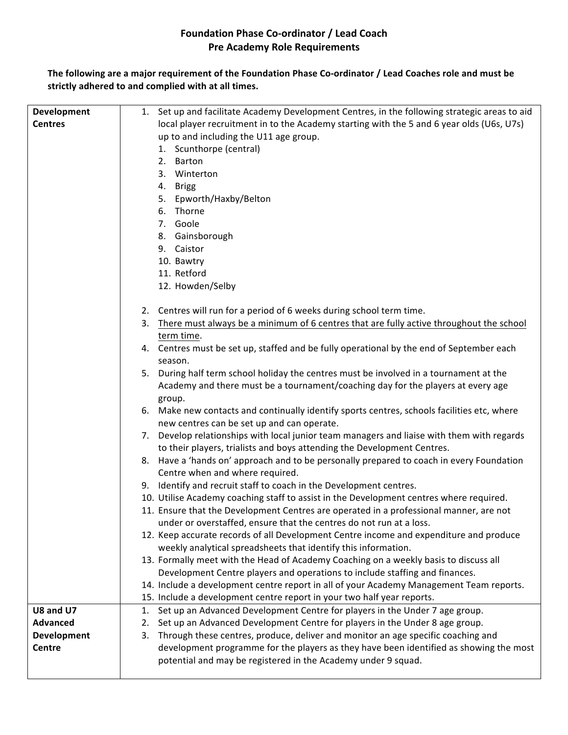# Foundation Phase Co-ordinator / Lead Coach
## Pre Academy Role Requirements

**The following are a major requirement of the Foundation Phase Co-ordinator / Lead Coaches role and must be strictly adhered to and complied with at all times.**

| | |
|---|---|
| **Development Centres** | 1. Set up and facilitate Academy Development Centres, in the following strategic areas to aid local player recruitment in to the Academy starting with the 5 and 6 year olds (U6s, U7s) up to and including the U11 age group.<br>&nbsp;&nbsp;&nbsp;1. Scunthorpe (central)<br>&nbsp;&nbsp;&nbsp;2. Barton<br>&nbsp;&nbsp;&nbsp;3. Winterton<br>&nbsp;&nbsp;&nbsp;4. Brigg<br>&nbsp;&nbsp;&nbsp;5. Epworth/Haxby/Belton<br>&nbsp;&nbsp;&nbsp;6. Thorne<br>&nbsp;&nbsp;&nbsp;7. Goole<br>&nbsp;&nbsp;&nbsp;8. Gainsborough<br>&nbsp;&nbsp;&nbsp;9. Caistor<br>&nbsp;&nbsp;&nbsp;10. Bawtry<br>&nbsp;&nbsp;&nbsp;11. Retford<br>&nbsp;&nbsp;&nbsp;12. Howden/Selby<br><br>2. Centres will run for a period of 6 weeks during school term time.<br>3. <u>There must always be a minimum of 6 centres that are fully active throughout the school term time</u>.<br>4. Centres must be set up, staffed and be fully operational by the end of September each season.<br>5. During half term school holiday the centres must be involved in a tournament at the Academy and there must be a tournament/coaching day for the players at every age group.<br>6. Make new contacts and continually identify sports centres, schools facilities etc, where new centres can be set up and can operate.<br>7. Develop relationships with local junior team managers and liaise with them with regards to their players, trialists and boys attending the Development Centres.<br>8. Have a 'hands on' approach and to be personally prepared to coach in every Foundation Centre when and where required.<br>9. Identify and recruit staff to coach in the Development centres.<br>10. Utilise Academy coaching staff to assist in the Development centres where required.<br>11. Ensure that the Development Centres are operated in a professional manner, are not under or overstaffed, ensure that the centres do not run at a loss.<br>12. Keep accurate records of all Development Centre income and expenditure and produce weekly analytical spreadsheets that identify this information.<br>13. Formally meet with the Head of Academy Coaching on a weekly basis to discuss all Development Centre players and operations to include staffing and finances.<br>14. Include a development centre report in all of your Academy Management Team reports.<br>15. Include a development centre report in your two half year reports. |
| **U8 and U7 Advanced Development Centre** | 1. Set up an Advanced Development Centre for players in the Under 7 age group.<br>2. Set up an Advanced Development Centre for players in the Under 8 age group.<br>3. Through these centres, produce, deliver and monitor an age specific coaching and development programme for the players as they have been identified as showing the most potential and may be registered in the Academy under 9 squad. |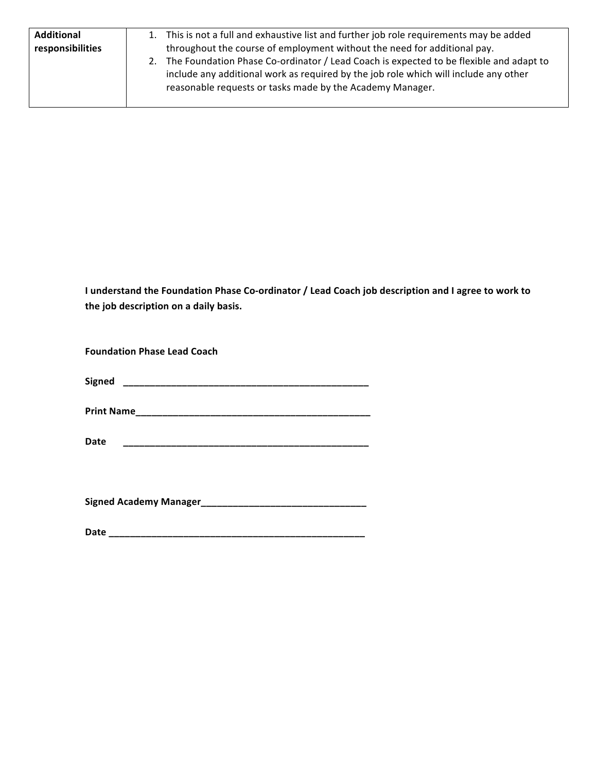| | |
|---|---|
| **Additional responsibilities** | 1. This is not a full and exhaustive list and further job role requirements may be added throughout the course of employment without the need for additional pay.<br>2. The Foundation Phase Co-ordinator / Lead Coach is expected to be flexible and adapt to include any additional work as required by the job role which will include any other reasonable requests or tasks made by the Academy Manager. |

**I understand the Foundation Phase Co-ordinator / Lead Coach job description and I agree to work to the job description on a daily basis.**

**Foundation Phase Lead Coach**

**Signed** ________________________________________________

**Print Name**______________________________________________

**Date** ________________________________________________

**Signed Academy Manager**_______________________________

**Date** ________________________________________________